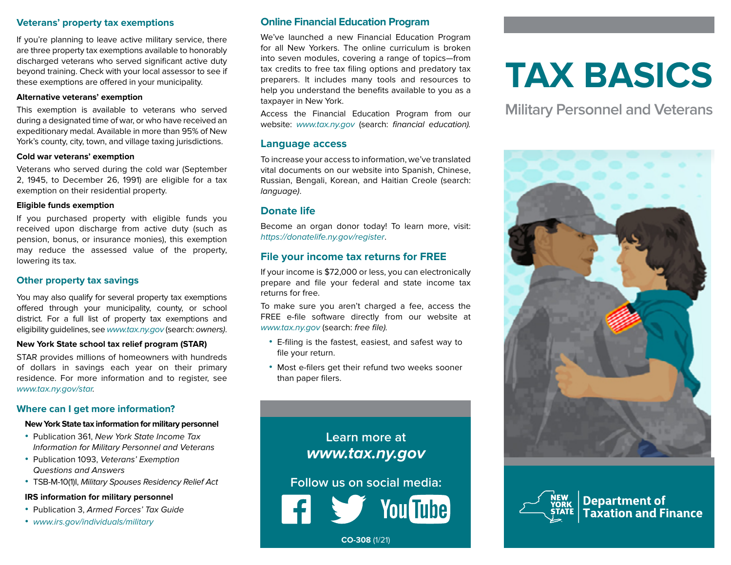## Veterans' property tax exemptions

If you're planning to leave active military service, there are three property tax exemptions available to honorably discharged veterans who served significant active duty beyond training. Check with your local assessor to see if these exemptions are offered in your municipality.

**Alternative veterans' exemption**

This exemption is available to veterans who served during a designated time of war, or who have received an expeditionary medal. Available in more than 95% of New York's county, city, town, and village taxing jurisdictions.

**Cold war veterans' exemption**

Veterans who served during the cold war (September 2, 1945, to December 26, 1991) are eligible for a tax exemption on their residential property.

**Eligible funds exemption**

If you purchased property with eligible funds you received upon discharge from active duty (such as pension, bonus, or insurance monies), this exemption may reduce the assessed value of the property, lowering its tax.

## Other property tax savings

You may also qualify for several property tax exemptions offered through your municipality, county, or school district. For a full list of property tax exemptions and eligibility guidelines, see *www.tax.ny.gov* (search: *owners*).

**New York State school tax relief program (STAR)**

STAR provides millions of homeowners with hundreds of dollars in savings each year on their primary residence. For more information and to register, see *www.tax.ny.gov/star*.

## Where can I get more information?

**New York State tax information for military personnel**

- Publication 361, *New York State Income Tax Information for Military Personnel and Veterans*
- Publication 1093, *Veterans' Exemption Questions and Answers*
- TSB-M-10(1)I, *Military Spouses Residency Relief Act*

**IRS information for military personnel**

- Publication 3, *Armed Forces' Tax Guide*
- *www.irs.gov/individuals/military*

## Online Financial Education Program

We've launched a new Financial Education Program for all New Yorkers. The online curriculum is broken into seven modules, covering a range of topics—from tax credits to free tax filing options and predatory tax preparers. It includes many tools and resources to help you understand the benefits available to you as a taxpayer in New York.

Access the Financial Education Program from our website: *www.tax.ny.gov* (search: *financial education).*

## Language access

To increase your access to information, we've translated vital documents on our website into Spanish, Chinese, Russian, Bengali, Korean, and Haitian Creole (search: *language)*.

## Donate life

Become an organ donor today! To learn more, visit: *https://donatelife.ny.gov/register*.

## File your income tax returns for FREE

If your income is $72,000 or less, you can electronically prepare and file your federal and state income tax returns for free.

To make sure you aren't charged a fee, access the FREE e-file software directly from our website at *www.tax.ny.gov* (search: *free file).*

- E-filing is the fastest, easiest, and safest way to file your return.
- Most e-filers get their refund two weeks sooner than paper filers.

Learn more at
***www.tax.ny.gov***

Follow us on social media:

**CO-308** (1/21)

# TAX BASICS

## Military Personnel and Veterans

New York State Department of Taxation and Finance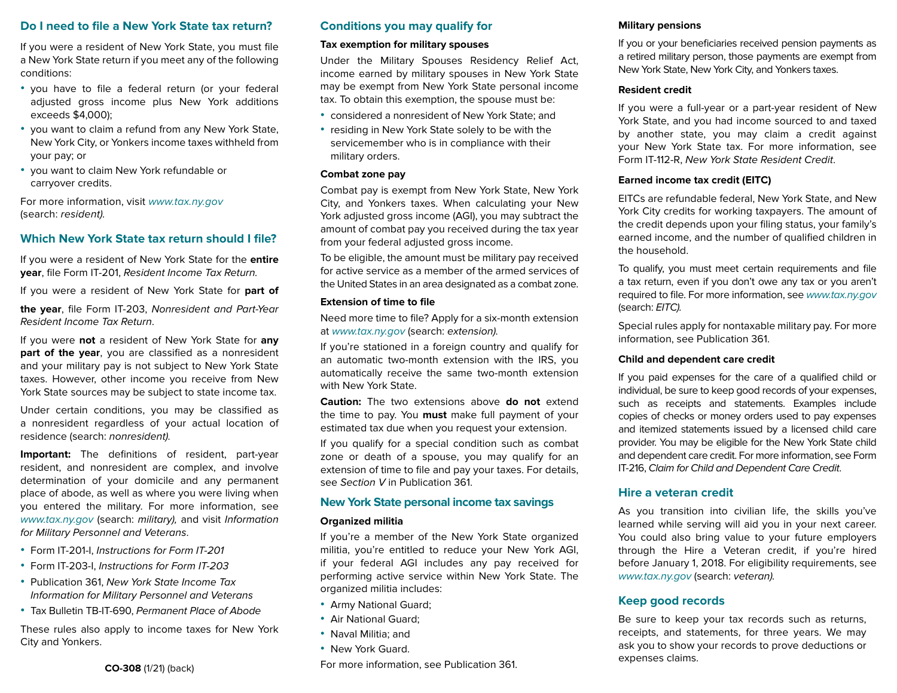## Do I need to file a New York State tax return?

If you were a resident of New York State, you must file a New York State return if you meet any of the following conditions:

- you have to file a federal return (or your federal adjusted gross income plus New York additions exceeds $4,000);
- you want to claim a refund from any New York State, New York City, or Yonkers income taxes withheld from your pay; or
- you want to claim New York refundable or carryover credits.

For more information, visit *www.tax.ny.gov* (search: *resident).*

## Which New York State tax return should I file?

If you were a resident of New York State for the **entire year**, file Form IT-201, *Resident Income Tax Return.*

If you were a resident of New York State for **part of the year**, file Form IT-203, *Nonresident and Part-Year Resident Income Tax Return*.

If you were **not** a resident of New York State for **any part of the year**, you are classified as a nonresident and your military pay is not subject to New York State taxes. However, other income you receive from New York State sources may be subject to state income tax.

Under certain conditions, you may be classified as a nonresident regardless of your actual location of residence (search: *nonresident).*

**Important:** The definitions of resident, part-year resident, and nonresident are complex, and involve determination of your domicile and any permanent place of abode, as well as where you were living when you entered the military. For more information, see *www.tax.ny.gov* (search: *military),* and visit *Information for Military Personnel and Veterans*.

- Form IT-201-I, *Instructions for Form IT-201*
- Form IT-203-I, *Instructions for Form IT-203*
- Publication 361, *New York State Income Tax Information for Military Personnel and Veterans*
- Tax Bulletin TB-IT-690, *Permanent Place of Abode*

These rules also apply to income taxes for New York City and Yonkers.

**CO-308** (1/21) (back)

## Conditions you may qualify for

### Tax exemption for military spouses

Under the Military Spouses Residency Relief Act, income earned by military spouses in New York State may be exempt from New York State personal income tax. To obtain this exemption, the spouse must be:

- considered a nonresident of New York State; and
- residing in New York State solely to be with the servicemember who is in compliance with their military orders.

### Combat zone pay

Combat pay is exempt from New York State, New York City, and Yonkers taxes. When calculating your New York adjusted gross income (AGI), you may subtract the amount of combat pay you received during the tax year from your federal adjusted gross income.

To be eligible, the amount must be military pay received for active service as a member of the armed services of the United States in an area designated as a combat zone.

### Extension of time to file

Need more time to file? Apply for a six-month extension at *www.tax.ny.gov* (search: *extension).*

If you're stationed in a foreign country and qualify for an automatic two-month extension with the IRS, you automatically receive the same two-month extension with New York State.

**Caution:** The two extensions above **do not** extend the time to pay. You **must** make full payment of your estimated tax due when you request your extension.

If you qualify for a special condition such as combat zone or death of a spouse, you may qualify for an extension of time to file and pay your taxes. For details, see *Section V* in Publication 361.

## New York State personal income tax savings

### Organized militia

If you're a member of the New York State organized militia, you're entitled to reduce your New York AGI, if your federal AGI includes any pay received for performing active service within New York State. The organized militia includes:

- Army National Guard;
- Air National Guard;
- Naval Militia; and
- New York Guard.

For more information, see Publication 361.

### Military pensions

If you or your beneficiaries received pension payments as a retired military person, those payments are exempt from New York State, New York City, and Yonkers taxes.

### Resident credit

If you were a full-year or a part-year resident of New York State, and you had income sourced to and taxed by another state, you may claim a credit against your New York State tax. For more information, see Form IT-112-R, *New York State Resident Credit*.

### Earned income tax credit (EITC)

EITCs are refundable federal, New York State, and New York City credits for working taxpayers. The amount of the credit depends upon your filing status, your family's earned income, and the number of qualified children in the household.

To qualify, you must meet certain requirements and file a tax return, even if you don't owe any tax or you aren't required to file. For more information, see *www.tax.ny.gov* (search: *EITC).*

Special rules apply for nontaxable military pay. For more information, see Publication 361.

### Child and dependent care credit

If you paid expenses for the care of a qualified child or individual, be sure to keep good records of your expenses, such as receipts and statements. Examples include copies of checks or money orders used to pay expenses and itemized statements issued by a licensed child care provider. You may be eligible for the New York State child and dependent care credit. For more information, see Form IT-216, *Claim for Child and Dependent Care Credit.*

## Hire a veteran credit

As you transition into civilian life, the skills you've learned while serving will aid you in your next career. You could also bring value to your future employers through the Hire a Veteran credit, if you're hired before January 1, 2018. For eligibility requirements, see *www.tax.ny.gov* (search: *veteran).*

## Keep good records

Be sure to keep your tax records such as returns, receipts, and statements, for three years. We may ask you to show your records to prove deductions or expenses claims.